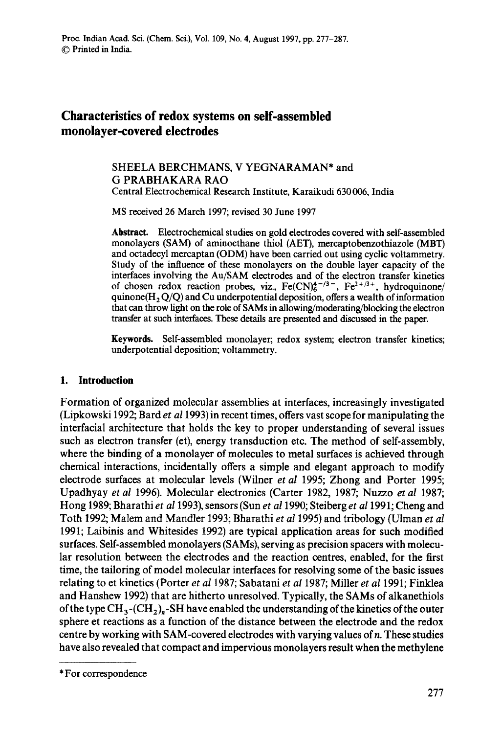# Characteristics of redox systems on self-assembled monolayer-covered electrodes

SHEELA BERCHMANS, V YEGNARAMAN* and G PRABHAKARA RAO

Central Electrochemical Research Institute, Karaikudi 630006, India

MS received 26 March 1997; revised 30 June 1997

**Abstract.** Electrochemical studies on gold electrodes covered with self-assembled monolayers (SAM) of aminoethane thiol (AET), mercaptobenzothiazole (MBT) and octadecyl mercaptan (ODM) have been carried out using cyclic voltammetry. Study of the influence of these monolayers on the double layer capacity of the interfaces involving the Au/SAM electrodes and of the electron transfer kinetics of chosen redox reaction probes, viz., $Fe(CN)_6^{4-/3-}$, $Fe^{2+/3+}$, hydroquinone/quinone($H_2Q/Q$) and Cu underpotential deposition, offers a wealth of information that can throw light on the role of SAMs in allowing/moderating/blocking the electron transfer at such interfaces. These details are presented and discussed in the paper.

**Keywords.** Self-assembled monolayer; redox system; electron transfer kinetics; underpotential deposition; voltammetry.

## 1. Introduction

Formation of organized molecular assemblies at interfaces, increasingly investigated (Lipkowski 1992; Bard *et al* 1993) in recent times, offers vast scope for manipulating the interfacial architecture that holds the key to proper understanding of several issues such as electron transfer (et), energy transduction etc. The method of self-assembly, where the binding of a monolayer of molecules to metal surfaces is achieved through chemical interactions, incidentally offers a simple and elegant approach to modify electrode surfaces at molecular levels (Wilner *et al* 1995; Zhong and Porter 1995; Upadhyay *et al* 1996). Molecular electronics (Carter 1982, 1987; Nuzzo *et al* 1987; Hong 1989; Bharathi *et al* 1993), sensors (Sun *et al* 1990; Steiberg *et al* 1991; Cheng and Toth 1992; Malem and Mandler 1993; Bharathi *et al* 1995) and tribology (Ulman *et al* 1991; Laibinis and Whitesides 1992) are typical application areas for such modified surfaces. Self-assembled monolayers (SAMs), serving as precision spacers with molecular resolution between the electrodes and the reaction centres, enabled, for the first time, the tailoring of model molecular interfaces for resolving some of the basic issues relating to et kinetics (Porter *et al* 1987; Sabatani *et al* 1987; Miller *et al* 1991; Finklea and Hanshew 1992) that are hitherto unresolved. Typically, the SAMs of alkanethiols of the type $CH_3$-$(CH_2)_n$-SH have enabled the understanding of the kinetics of the outer sphere et reactions as a function of the distance between the electrode and the redox centre by working with SAM-covered electrodes with varying values of *n*. These studies have also revealed that compact and impervious monolayers result when the methylene

*For correspondence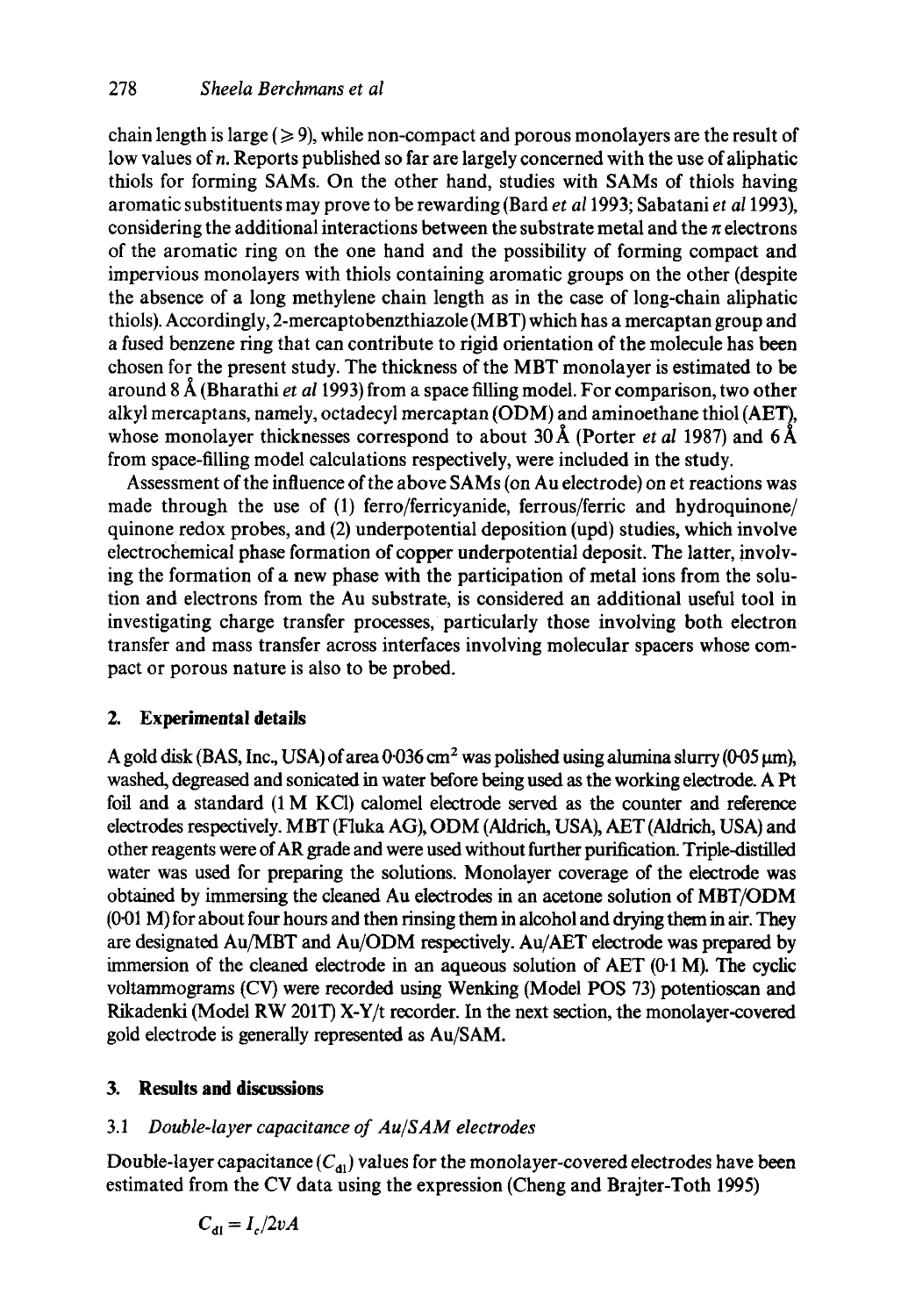chain length is large ($\geqslant 9$), while non-compact and porous monolayers are the result of low values of $n$. Reports published so far are largely concerned with the use of aliphatic thiols for forming SAMs. On the other hand, studies with SAMs of thiols having aromatic substituents may prove to be rewarding (Bard *et al* 1993; Sabatani *et al* 1993), considering the additional interactions between the substrate metal and the $\pi$ electrons of the aromatic ring on the one hand and the possibility of forming compact and impervious monolayers with thiols containing aromatic groups on the other (despite the absence of a long methylene chain length as in the case of long-chain aliphatic thiols). Accordingly, 2-mercaptobenzthiazole (MBT) which has a mercaptan group and a fused benzene ring that can contribute to rigid orientation of the molecule has been chosen for the present study. The thickness of the MBT monolayer is estimated to be around 8 Å (Bharathi *et al* 1993) from a space filling model. For comparison, two other alkyl mercaptans, namely, octadecyl mercaptan (ODM) and aminoethane thiol (AET), whose monolayer thicknesses correspond to about 30 Å (Porter *et al* 1987) and 6 Å from space-filling model calculations respectively, were included in the study.

Assessment of the influence of the above SAMs (on Au electrode) on et reactions was made through the use of (1) ferro/ferricyanide, ferrous/ferric and hydroquinone/quinone redox probes, and (2) underpotential deposition (upd) studies, which involve electrochemical phase formation of copper underpotential deposit. The latter, involving the formation of a new phase with the participation of metal ions from the solution and electrons from the Au substrate, is considered an additional useful tool in investigating charge transfer processes, particularly those involving both electron transfer and mass transfer across interfaces involving molecular spacers whose compact or porous nature is also to be probed.

## 2. Experimental details

A gold disk (BAS, Inc., USA) of area 0·036 $cm^2$ was polished using alumina slurry (0·05 μm), washed, degreased and sonicated in water before being used as the working electrode. A Pt foil and a standard (1 M KCl) calomel electrode served as the counter and reference electrodes respectively. MBT (Fluka AG), ODM (Aldrich, USA), AET (Aldrich, USA) and other reagents were of AR grade and were used without further purification. Triple-distilled water was used for preparing the solutions. Monolayer coverage of the electrode was obtained by immersing the cleaned Au electrodes in an acetone solution of MBT/ODM (0·01 M) for about four hours and then rinsing them in alcohol and drying them in air. They are designated Au/MBT and Au/ODM respectively. Au/AET electrode was prepared by immersion of the cleaned electrode in an aqueous solution of AET (0·1 M). The cyclic voltammograms (CV) were recorded using Wenking (Model POS 73) potentioscan and Rikadenki (Model RW 201T) X-Y/t recorder. In the next section, the monolayer-covered gold electrode is generally represented as Au/SAM.

## 3. Results and discussions

### 3.1 *Double-layer capacitance of Au/SAM electrodes*

Double-layer capacitance ($C_{dl}$) values for the monolayer-covered electrodes have been estimated from the CV data using the expression (Cheng and Brajter-Toth 1995)

$$C_{dl} = I_c / 2vA$$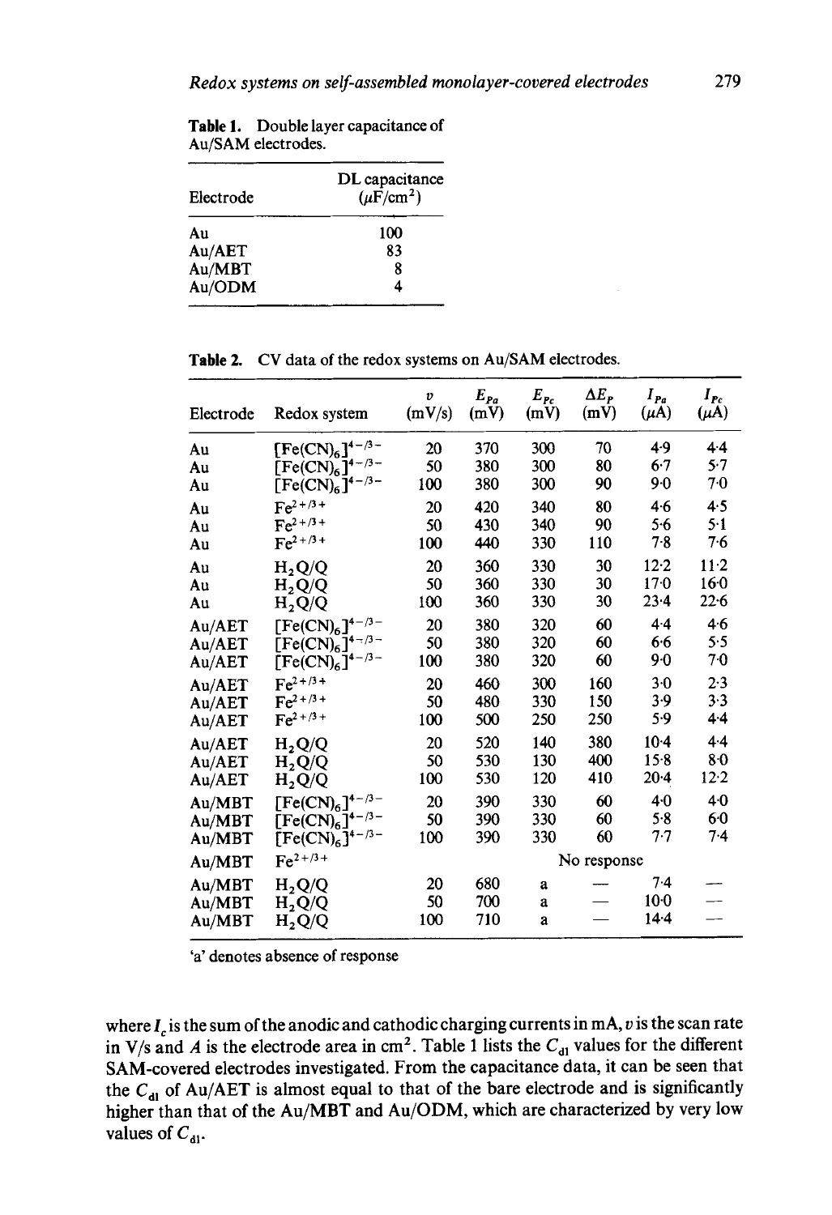**Table 1.** Double layer capacitance of Au/SAM electrodes.

| Electrode | DL capacitance ($\mu F/cm^2$) |
|---|---|
| Au | 100 |
| Au/AET | 83 |
| Au/MBT | 8 |
| Au/ODM | 4 |

**Table 2.** CV data of the redox systems on Au/SAM electrodes.

| Electrode | Redox system | $v$ (mV/s) | $E_{Pa}$ (mV) | $E_{Pc}$ (mV) | $\Delta E_P$ (mV) | $I_{Pa}$ ($\mu A$) | $I_{Pc}$ ($\mu A$) |
|---|---|---|---|---|---|---|---|
| Au | $[Fe(CN)_6]^{4-/3-}$ | 20 | 370 | 300 | 70 | 4·9 | 4·4 |
| Au | $[Fe(CN)_6]^{4-/3-}$ | 50 | 380 | 300 | 80 | 6·7 | 5·7 |
| Au | $[Fe(CN)_6]^{4-/3-}$ | 100 | 380 | 300 | 90 | 9·0 | 7·0 |
| Au | $Fe^{2+/3+}$ | 20 | 420 | 340 | 80 | 4·6 | 4·5 |
| Au | $Fe^{2+/3+}$ | 50 | 430 | 340 | 90 | 5·6 | 5·1 |
| Au | $Fe^{2+/3+}$ | 100 | 440 | 330 | 110 | 7·8 | 7·6 |
| Au | $H_2Q/Q$ | 20 | 360 | 330 | 30 | 12·2 | 11·2 |
| Au | $H_2Q/Q$ | 50 | 360 | 330 | 30 | 17·0 | 16·0 |
| Au | $H_2Q/Q$ | 100 | 360 | 330 | 30 | 23·4 | 22·6 |
| Au/AET | $[Fe(CN)_6]^{4-/3-}$ | 20 | 380 | 320 | 60 | 4·4 | 4·6 |
| Au/AET | $[Fe(CN)_6]^{4-/3-}$ | 50 | 380 | 320 | 60 | 6·6 | 5·5 |
| Au/AET | $[Fe(CN)_6]^{4-/3-}$ | 100 | 380 | 320 | 60 | 9·0 | 7·0 |
| Au/AET | $Fe^{2+/3+}$ | 20 | 460 | 300 | 160 | 3·0 | 2·3 |
| Au/AET | $Fe^{2+/3+}$ | 50 | 480 | 330 | 150 | 3·9 | 3·3 |
| Au/AET | $Fe^{2+/3+}$ | 100 | 500 | 250 | 250 | 5·9 | 4·4 |
| Au/AET | $H_2Q/Q$ | 20 | 520 | 140 | 380 | 10·4 | 4·4 |
| Au/AET | $H_2Q/Q$ | 50 | 530 | 130 | 400 | 15·8 | 8·0 |
| Au/AET | $H_2Q/Q$ | 100 | 530 | 120 | 410 | 20·4 | 12·2 |
| Au/MBT | $[Fe(CN)_6]^{4-/3-}$ | 20 | 390 | 330 | 60 | 4·0 | 4·0 |
| Au/MBT | $[Fe(CN)_6]^{4-/3-}$ | 50 | 390 | 330 | 60 | 5·8 | 6·0 |
| Au/MBT | $[Fe(CN)_6]^{4-/3-}$ | 100 | 390 | 330 | 60 | 7·7 | 7·4 |
| Au/MBT | $Fe^{2+/3+}$ | | | | No response | | |
| Au/MBT | $H_2Q/Q$ | 20 | 680 | a | — | 7·4 | — |
| Au/MBT | $H_2Q/Q$ | 50 | 700 | a | — | 10·0 | — |
| Au/MBT | $H_2Q/Q$ | 100 | 710 | a | — | 14·4 | — |

'a' denotes absence of response

where $I_c$ is the sum of the anodic and cathodic charging currents in mA, $v$ is the scan rate in V/s and $A$ is the electrode area in $cm^2$. Table 1 lists the $C_{dl}$ values for the different SAM-covered electrodes investigated. From the capacitance data, it can be seen that the $C_{dl}$ of Au/AET is almost equal to that of the bare electrode and is significantly higher than that of the Au/MBT and Au/ODM, which are characterized by very low values of $C_{dl}$.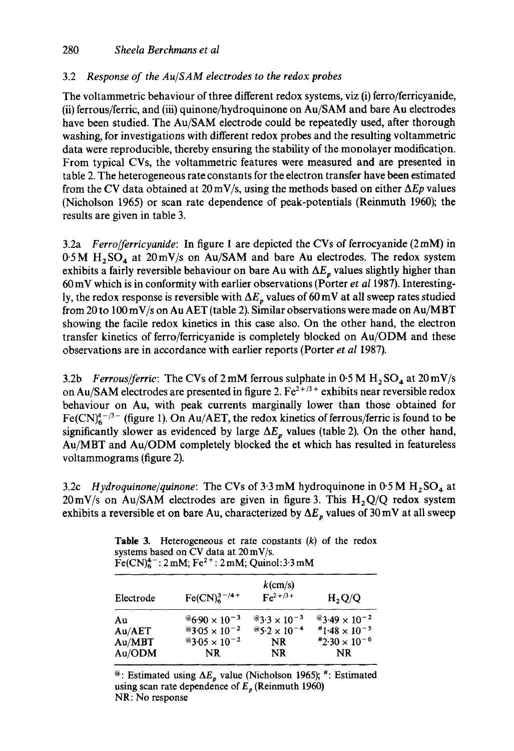### 3.2 *Response of the Au/SAM electrodes to the redox probes*

The voltammetric behaviour of three different redox systems, viz (i) ferro/ferricyanide, (ii) ferrous/ferric, and (iii) quinone/hydroquinone on Au/SAM and bare Au electrodes have been studied. The Au/SAM electrode could be repeatedly used, after thorough washing, for investigations with different redox probes and the resulting voltammetric data were reproducible, thereby ensuring the stability of the monolayer modification. From typical CVs, the voltammetric features were measured and are presented in table 2. The heterogeneous rate constants for the electron transfer have been estimated from the CV data obtained at 20 mV/s, using the methods based on either $\Delta Ep$ values (Nicholson 1965) or scan rate dependence of peak-potentials (Reinmuth 1960); the results are given in table 3.

3.2a *Ferro/ferricyanide*: In figure 1 are depicted the CVs of ferrocyanide (2 mM) in 0·5 M $H_2SO_4$ at 20 mV/s on Au/SAM and bare Au electrodes. The redox system exhibits a fairly reversible behaviour on bare Au with $\Delta E_p$ values slightly higher than 60 mV which is in conformity with earlier observations (Porter *et al* 1987). Interestingly, the redox response is reversible with $\Delta E_p$ values of 60 mV at all sweep rates studied from 20 to 100 mV/s on Au AET (table 2). Similar observations were made on Au/MBT showing the facile redox kinetics in this case also. On the other hand, the electron transfer kinetics of ferro/ferricyanide is completely blocked on Au/ODM and these observations are in accordance with earlier reports (Porter *et al* 1987).

3.2b *Ferrous/ferric*: The CVs of 2 mM ferrous sulphate in 0·5 M $H_2SO_4$ at 20 mV/s on Au/SAM electrodes are presented in figure 2. $Fe^{2+/3+}$ exhibits near reversible redox behaviour on Au, with peak currents marginally lower than those obtained for $Fe(CN)_6^{4-/3-}$ (figure 1). On Au/AET, the redox kinetics of ferrous/ferric is found to be significantly slower as evidenced by large $\Delta E_p$ values (table 2). On the other hand, Au/MBT and Au/ODM completely blocked the et which has resulted in featureless voltammograms (figure 2).

3.2c *Hydroquinone/quinone*: The CVs of 3·3 mM hydroquinone in 0·5 M $H_2SO_4$ at 20 mV/s on Au/SAM electrodes are given in figure 3. This $H_2Q/Q$ redox system exhibits a reversible et on bare Au, characterized by $\Delta E_p$ values of 30 mV at all sweep

**Table 3.** Heterogeneous et rate constants ($k$) of the redox systems based on CV data at 20 mV/s. $Fe(CN)_6^{4-}$: 2 mM; $Fe^{2+}$: 2 mM; Quinol: 3·3 mM

| Electrode | $k$ (cm/s) | | |
|---|---|---|---|
| | $Fe(CN)_6^{3-/4+}$ | $Fe^{2+/3+}$ | $H_2Q/Q$ |
| Au | @$6{\cdot}90 \times 10^{-3}$ | @$3{\cdot}3 \times 10^{-3}$ | @$3{\cdot}49 \times 10^{-2}$ |
| Au/AET | @$3{\cdot}05 \times 10^{-2}$ | @$5{\cdot}2 \times 10^{-4}$ | #$1{\cdot}48 \times 10^{-5}$ |
| Au/MBT | @$3{\cdot}05 \times 10^{-2}$ | NR | #$2{\cdot}30 \times 10^{-6}$ |
| Au/ODM | NR | NR | NR |

@: Estimated using $\Delta E_p$ value (Nicholson 1965); #: Estimated using scan rate dependence of $E_p$ (Reinmuth 1960)
NR: No response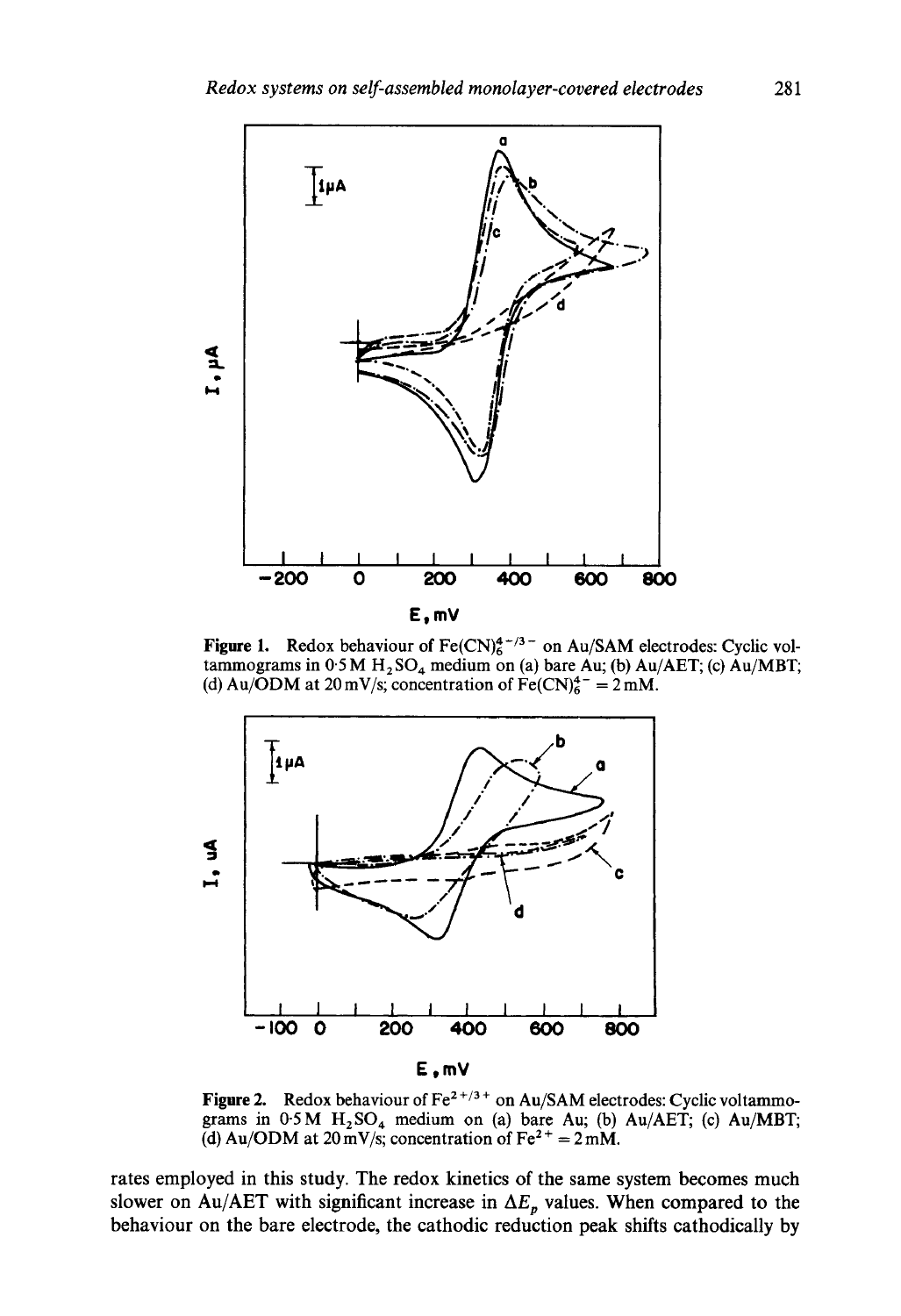**Figure 1.** Redox behaviour of $Fe(CN)_6^{4-/3-}$ on Au/SAM electrodes: Cyclic voltammograms in 0·5 M $H_2SO_4$ medium on (a) bare Au; (b) Au/AET; (c) Au/MBT; (d) Au/ODM at 20 mV/s; concentration of $Fe(CN)_6^{4-}$ = 2 mM.

**Figure 2.** Redox behaviour of $Fe^{2+/3+}$ on Au/SAM electrodes: Cyclic voltammograms in 0·5 M $H_2SO_4$ medium on (a) bare Au; (b) Au/AET; (c) Au/MBT; (d) Au/ODM at 20 mV/s; concentration of $Fe^{2+}$ = 2 mM.

rates employed in this study. The redox kinetics of the same system becomes much slower on Au/AET with significant increase in $\Delta E_p$ values. When compared to the behaviour on the bare electrode, the cathodic reduction peak shifts cathodically by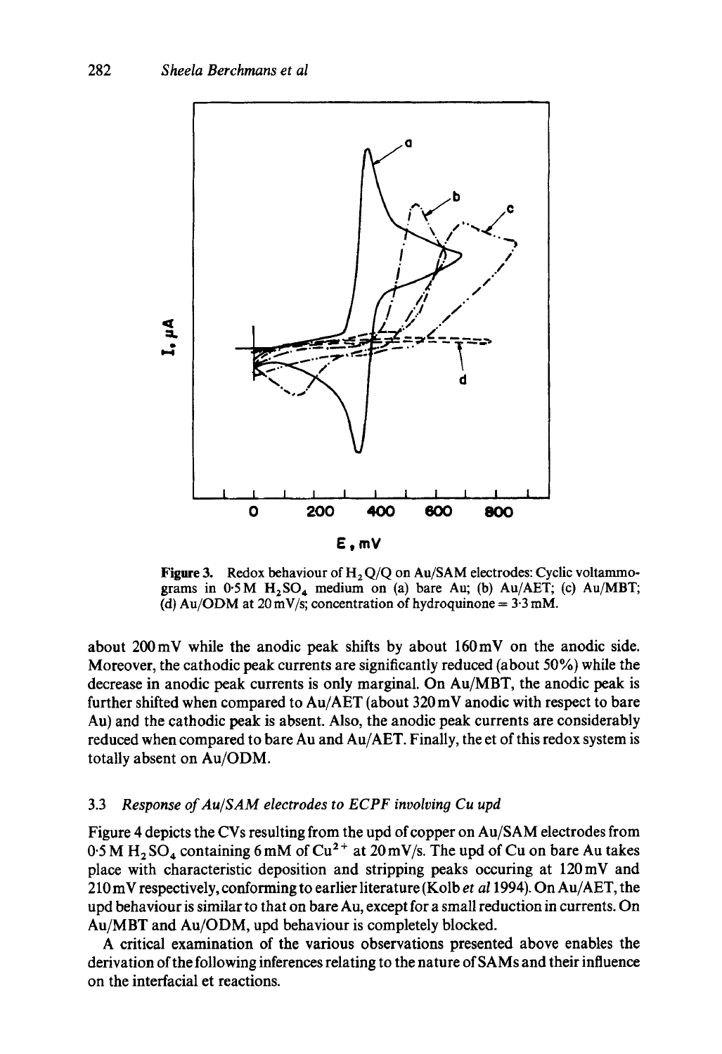Figure 3. Redox behaviour of $H_2Q/Q$ on Au/SAM electrodes: Cyclic voltammograms in 0·5 M $H_2SO_4$ medium on (a) bare Au; (b) Au/AET; (c) Au/MBT; (d) Au/ODM at 20 mV/s; concentration of hydroquinone = 3·3 mM.

about 200 mV while the anodic peak shifts by about 160 mV on the anodic side. Moreover, the cathodic peak currents are significantly reduced (about 50%) while the decrease in anodic peak currents is only marginal. On Au/MBT, the anodic peak is further shifted when compared to Au/AET (about 320 mV anodic with respect to bare Au) and the cathodic peak is absent. Also, the anodic peak currents are considerably reduced when compared to bare Au and Au/AET. Finally, the et of this redox system is totally absent on Au/ODM.

### 3.3 *Response of Au/SAM electrodes to ECPF involving Cu upd*

Figure 4 depicts the CVs resulting from the upd of copper on Au/SAM electrodes from 0·5 M $H_2SO_4$ containing 6 mM of $Cu^{2+}$ at 20 mV/s. The upd of Cu on bare Au takes place with characteristic deposition and stripping peaks occuring at 120 mV and 210 mV respectively, conforming to earlier literature (Kolb *et al* 1994). On Au/AET, the upd behaviour is similar to that on bare Au, except for a small reduction in currents. On Au/MBT and Au/ODM, upd behaviour is completely blocked.

A critical examination of the various observations presented above enables the derivation of the following inferences relating to the nature of SAMs and their influence on the interfacial et reactions.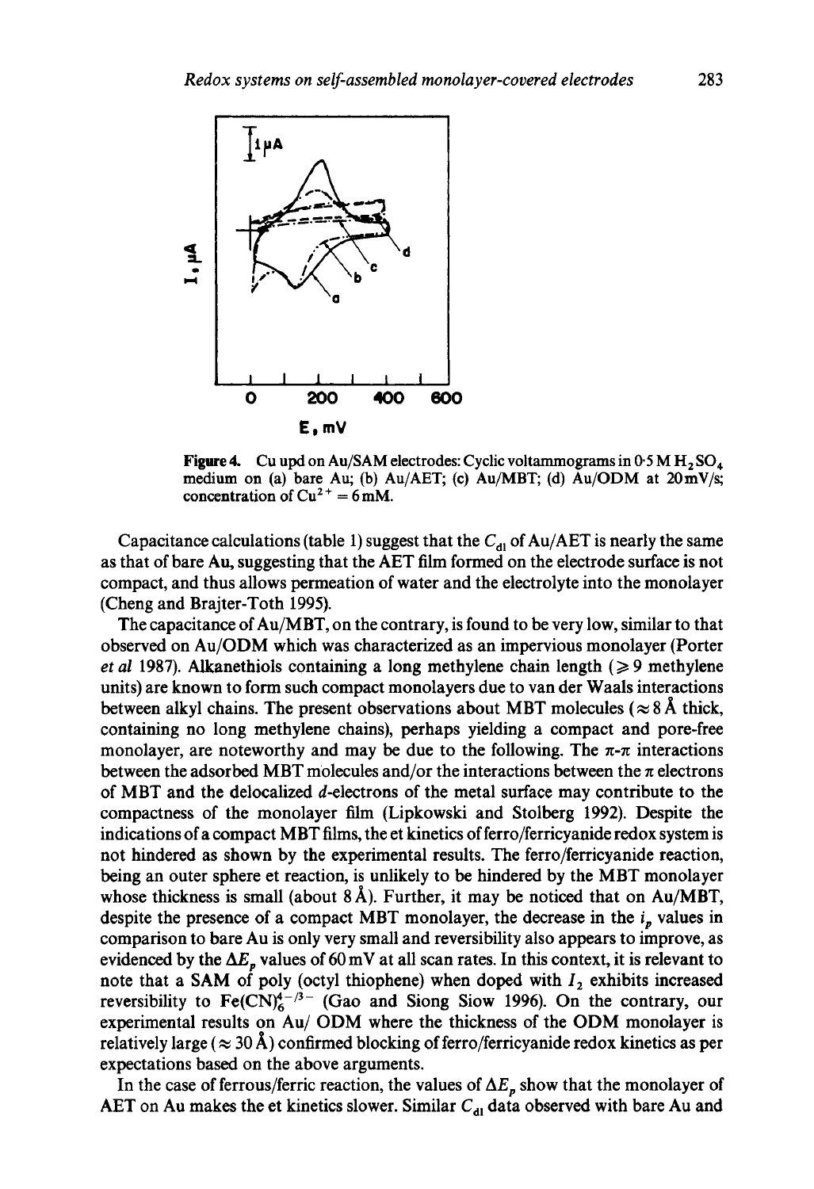**Figure 4.** Cu upd on Au/SAM electrodes: Cyclic voltammograms in 0·5 M $H_2SO_4$ medium on (a) bare Au; (b) Au/AET; (c) Au/MBT; (d) Au/ODM at 20 mV/s; concentration of $Cu^{2+}$ = 6 mM.

Capacitance calculations (table 1) suggest that the $C_{dl}$ of Au/AET is nearly the same as that of bare Au, suggesting that the AET film formed on the electrode surface is not compact, and thus allows permeation of water and the electrolyte into the monolayer (Cheng and Brajter-Toth 1995).

The capacitance of Au/MBT, on the contrary, is found to be very low, similar to that observed on Au/ODM which was characterized as an impervious monolayer (Porter *et al* 1987). Alkanethiols containing a long methylene chain length ($\geqslant 9$ methylene units) are known to form such compact monolayers due to van der Waals interactions between alkyl chains. The present observations about MBT molecules ($\approx 8$ Å thick, containing no long methylene chains), perhaps yielding a compact and pore-free monolayer, are noteworthy and may be due to the following. The $\pi$-$\pi$ interactions between the adsorbed MBT molecules and/or the interactions between the $\pi$ electrons of MBT and the delocalized $d$-electrons of the metal surface may contribute to the compactness of the monolayer film (Lipkowski and Stolberg 1992). Despite the indications of a compact MBT films, the et kinetics of ferro/ferricyanide redox system is not hindered as shown by the experimental results. The ferro/ferricyanide reaction, being an outer sphere et reaction, is unlikely to be hindered by the MBT monolayer whose thickness is small (about 8 Å). Further, it may be noticed that on Au/MBT, despite the presence of a compact MBT monolayer, the decrease in the $i_p$ values in comparison to bare Au is only very small and reversibility also appears to improve, as evidenced by the $\Delta E_p$ values of 60 mV at all scan rates. In this context, it is relevant to note that a SAM of poly (octyl thiophene) when doped with $I_2$ exhibits increased reversibility to $Fe(CN)_6^{4-/3-}$ (Gao and Siong Siow 1996). On the contrary, our experimental results on Au/ ODM where the thickness of the ODM monolayer is relatively large ($\approx 30$ Å) confirmed blocking of ferro/ferricyanide redox kinetics as per expectations based on the above arguments.

In the case of ferrous/ferric reaction, the values of $\Delta E_p$ show that the monolayer of AET on Au makes the et kinetics slower. Similar $C_{dl}$ data observed with bare Au and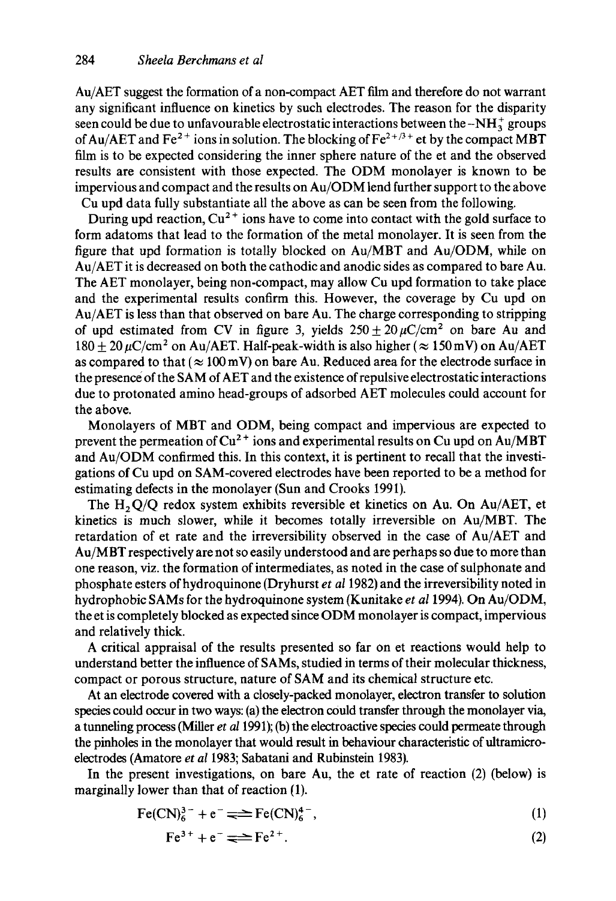Au/AET suggest the formation of a non-compact AET film and therefore do not warrant any significant influence on kinetics by such electrodes. The reason for the disparity seen could be due to unfavourable electrostatic interactions between the $-NH_3^+$ groups of Au/AET and $Fe^{2+}$ ions in solution. The blocking of $Fe^{2+/3+}$ et by the compact MBT film is to be expected considering the inner sphere nature of the et and the observed results are consistent with those expected. The ODM monolayer is known to be impervious and compact and the results on Au/ODM lend further support to the above Cu upd data fully substantiate all the above as can be seen from the following.

During upd reaction, $Cu^{2+}$ ions have to come into contact with the gold surface to form adatoms that lead to the formation of the metal monolayer. It is seen from the figure that upd formation is totally blocked on Au/MBT and Au/ODM, while on Au/AET it is decreased on both the cathodic and anodic sides as compared to bare Au. The AET monolayer, being non-compact, may allow Cu upd formation to take place and the experimental results confirm this. However, the coverage by Cu upd on Au/AET is less than that observed on bare Au. The charge corresponding to stripping of upd estimated from CV in figure 3, yields $250 \pm 20\,\mu C/cm^2$ on bare Au and $180 \pm 20\,\mu C/cm^2$ on Au/AET. Half-peak-width is also higher ($\approx 150$ mV) on Au/AET as compared to that ($\approx 100$ mV) on bare Au. Reduced area for the electrode surface in the presence of the SAM of AET and the existence of repulsive electrostatic interactions due to protonated amino head-groups of adsorbed AET molecules could account for the above.

Monolayers of MBT and ODM, being compact and impervious are expected to prevent the permeation of $Cu^{2+}$ ions and experimental results on Cu upd on Au/MBT and Au/ODM confirmed this. In this context, it is pertinent to recall that the investigations of Cu upd on SAM-covered electrodes have been reported to be a method for estimating defects in the monolayer (Sun and Crooks 1991).

The $H_2Q/Q$ redox system exhibits reversible et kinetics on Au. On Au/AET, et kinetics is much slower, while it becomes totally irreversible on Au/MBT. The retardation of et rate and the irreversibility observed in the case of Au/AET and Au/MBT respectively are not so easily understood and are perhaps so due to more than one reason, viz. the formation of intermediates, as noted in the case of sulphonate and phosphate esters of hydroquinone (Dryhurst *et al* 1982) and the irreversibility noted in hydrophobic SAMs for the hydroquinone system (Kunitake *et al* 1994). On Au/ODM, the et is completely blocked as expected since ODM monolayer is compact, impervious and relatively thick.

A critical appraisal of the results presented so far on et reactions would help to understand better the influence of SAMs, studied in terms of their molecular thickness, compact or porous structure, nature of SAM and its chemical structure etc.

At an electrode covered with a closely-packed monolayer, electron transfer to solution species could occur in two ways: (a) the electron could transfer through the monolayer via, a tunneling process (Miller *et al* 1991); (b) the electroactive species could permeate through the pinholes in the monolayer that would result in behaviour characteristic of ultramicroelectrodes (Amatore *et al* 1983; Sabatani and Rubinstein 1983).

In the present investigations, on bare Au, the et rate of reaction (2) (below) is marginally lower than that of reaction (1).

$$Fe(CN)_6^{3-} + e^- \rightleftharpoons Fe(CN)_6^{4-}, \tag{1}$$

$$Fe^{3+} + e^- \rightleftharpoons Fe^{2+}. \tag{2}$$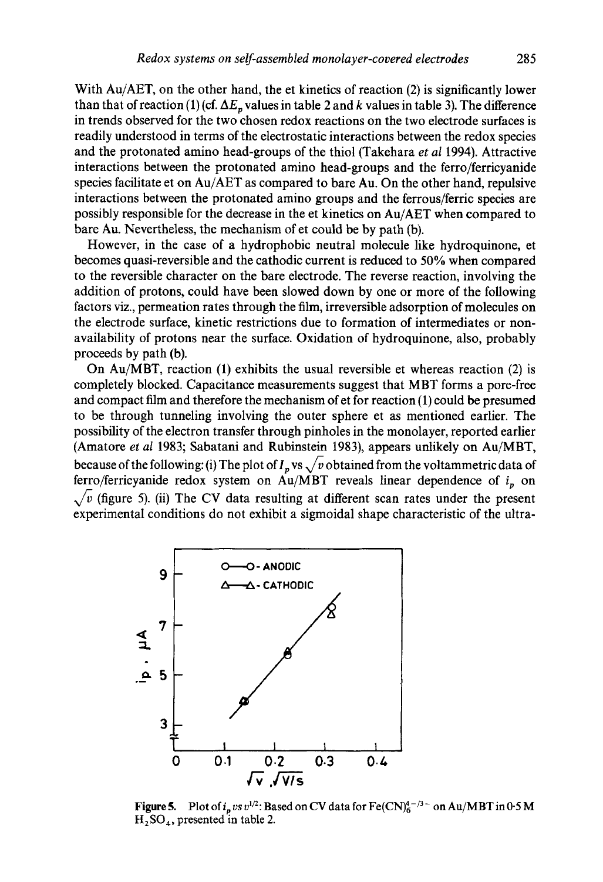With Au/AET, on the other hand, the et kinetics of reaction (2) is significantly lower than that of reaction (1) (cf. $\Delta E_p$ values in table 2 and $k$ values in table 3). The difference in trends observed for the two chosen redox reactions on the two electrode surfaces is readily understood in terms of the electrostatic interactions between the redox species and the protonated amino head-groups of the thiol (Takehara *et al* 1994). Attractive interactions between the protonated amino head-groups and the ferro/ferricyanide species facilitate et on Au/AET as compared to bare Au. On the other hand, repulsive interactions between the protonated amino groups and the ferrous/ferric species are possibly responsible for the decrease in the et kinetics on Au/AET when compared to bare Au. Nevertheless, the mechanism of et could be by path (b).

However, in the case of a hydrophobic neutral molecule like hydroquinone, et becomes quasi-reversible and the cathodic current is reduced to 50% when compared to the reversible character on the bare electrode. The reverse reaction, involving the addition of protons, could have been slowed down by one or more of the following factors viz., permeation rates through the film, irreversible adsorption of molecules on the electrode surface, kinetic restrictions due to formation of intermediates or non-availability of protons near the surface. Oxidation of hydroquinone, also, probably proceeds by path (b).

On Au/MBT, reaction (1) exhibits the usual reversible et whereas reaction (2) is completely blocked. Capacitance measurements suggest that MBT forms a pore-free and compact film and therefore the mechanism of et for reaction (1) could be presumed to be through tunneling involving the outer sphere et as mentioned earlier. The possibility of the electron transfer through pinholes in the monolayer, reported earlier (Amatore *et al* 1983; Sabatani and Rubinstein 1983), appears unlikely on Au/MBT, because of the following: (i) The plot of $I_p$ vs $\sqrt{v}$ obtained from the voltammetric data of ferro/ferricyanide redox system on Au/MBT reveals linear dependence of $i_p$ on $\sqrt{v}$ (figure 5). (ii) The CV data resulting at different scan rates under the present experimental conditions do not exhibit a sigmoidal shape characteristic of the ultra-

**Figure 5.** Plot of $i_p$ *vs* $v^{1/2}$: Based on CV data for $Fe(CN)_6^{4-/3-}$ on Au/MBT in 0·5 M $H_2SO_4$, presented in table 2.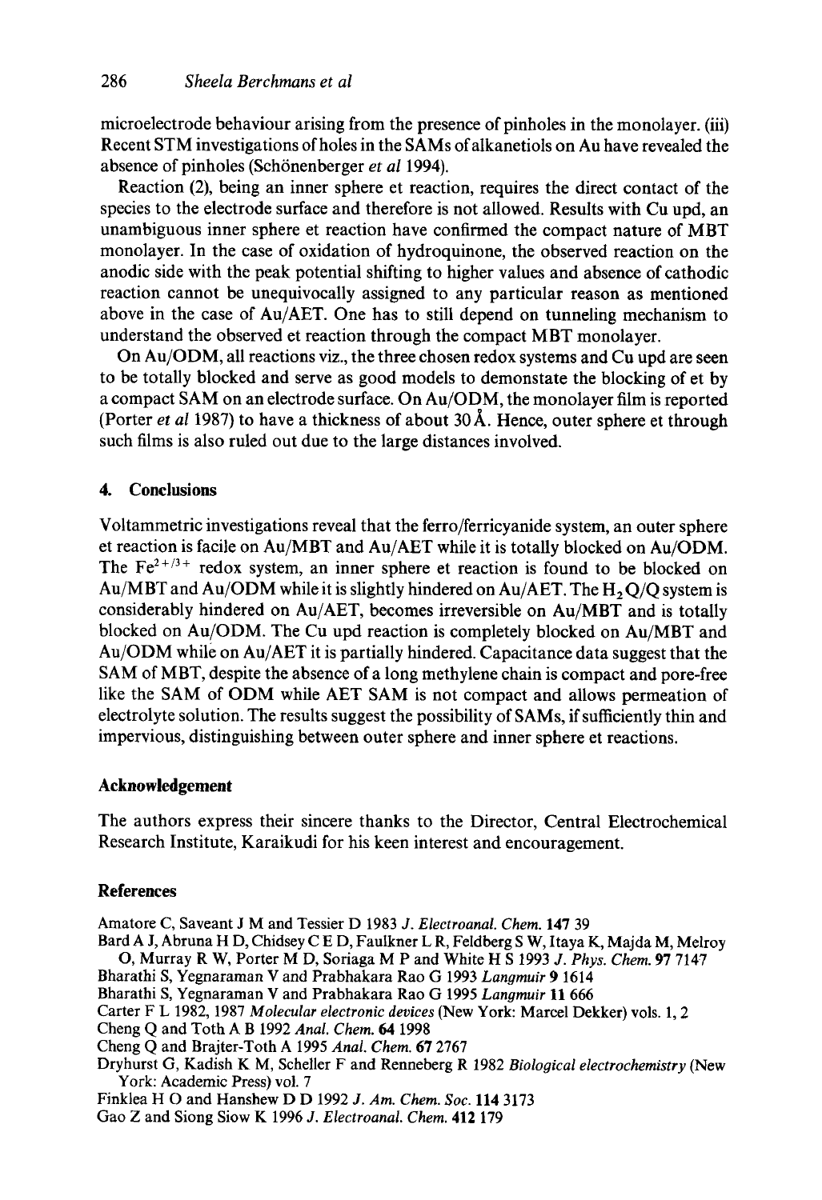microelectrode behaviour arising from the presence of pinholes in the monolayer. (iii) Recent STM investigations of holes in the SAMs of alkanetiols on Au have revealed the absence of pinholes (Schönenberger *et al* 1994).

Reaction (2), being an inner sphere et reaction, requires the direct contact of the species to the electrode surface and therefore is not allowed. Results with Cu upd, an unambiguous inner sphere et reaction have confirmed the compact nature of MBT monolayer. In the case of oxidation of hydroquinone, the observed reaction on the anodic side with the peak potential shifting to higher values and absence of cathodic reaction cannot be unequivocally assigned to any particular reason as mentioned above in the case of Au/AET. One has to still depend on tunneling mechanism to understand the observed et reaction through the compact MBT monolayer.

On Au/ODM, all reactions viz., the three chosen redox systems and Cu upd are seen to be totally blocked and serve as good models to demonstate the blocking of et by a compact SAM on an electrode surface. On Au/ODM, the monolayer film is reported (Porter *et al* 1987) to have a thickness of about 30 Å. Hence, outer sphere et through such films is also ruled out due to the large distances involved.

## 4. Conclusions

Voltammetric investigations reveal that the ferro/ferricyanide system, an outer sphere et reaction is facile on Au/MBT and Au/AET while it is totally blocked on Au/ODM. The $Fe^{2+/3+}$ redox system, an inner sphere et reaction is found to be blocked on Au/MBT and Au/ODM while it is slightly hindered on Au/AET. The $H_2Q/Q$ system is considerably hindered on Au/AET, becomes irreversible on Au/MBT and is totally blocked on Au/ODM. The Cu upd reaction is completely blocked on Au/MBT and Au/ODM while on Au/AET it is partially hindered. Capacitance data suggest that the SAM of MBT, despite the absence of a long methylene chain is compact and pore-free like the SAM of ODM while AET SAM is not compact and allows permeation of electrolyte solution. The results suggest the possibility of SAMs, if sufficiently thin and impervious, distinguishing between outer sphere and inner sphere et reactions.

## Acknowledgement

The authors express their sincere thanks to the Director, Central Electrochemical Research Institute, Karaikudi for his keen interest and encouragement.

## References

Amatore C, Saveant J M and Tessier D 1983 *J. Electroanal. Chem.* **147** 39

Bard A J, Abruna H D, Chidsey C E D, Faulkner L R, Feldberg S W, Itaya K, Majda M, Melroy O, Murray R W, Porter M D, Soriaga M P and White H S 1993 *J. Phys. Chem.* **97** 7147

Bharathi S, Yegnaraman V and Prabhakara Rao G 1993 *Langmuir* **9** 1614

Bharathi S, Yegnaraman V and Prabhakara Rao G 1995 *Langmuir* **11** 666

Carter F L 1982, 1987 *Molecular electronic devices* (New York: Marcel Dekker) vols. 1, 2

Cheng Q and Toth A B 1992 *Anal. Chem.* **64** 1998

Cheng Q and Brajter-Toth A 1995 *Anal. Chem.* **67** 2767

Dryhurst G, Kadish K M, Scheller F and Renneberg R 1982 *Biological electrochemistry* (New York: Academic Press) vol. 7

Finklea H O and Hanshew D D 1992 *J. Am. Chem. Soc.* **114** 3173

Gao Z and Siong Siow K 1996 *J. Electroanal. Chem.* **412** 179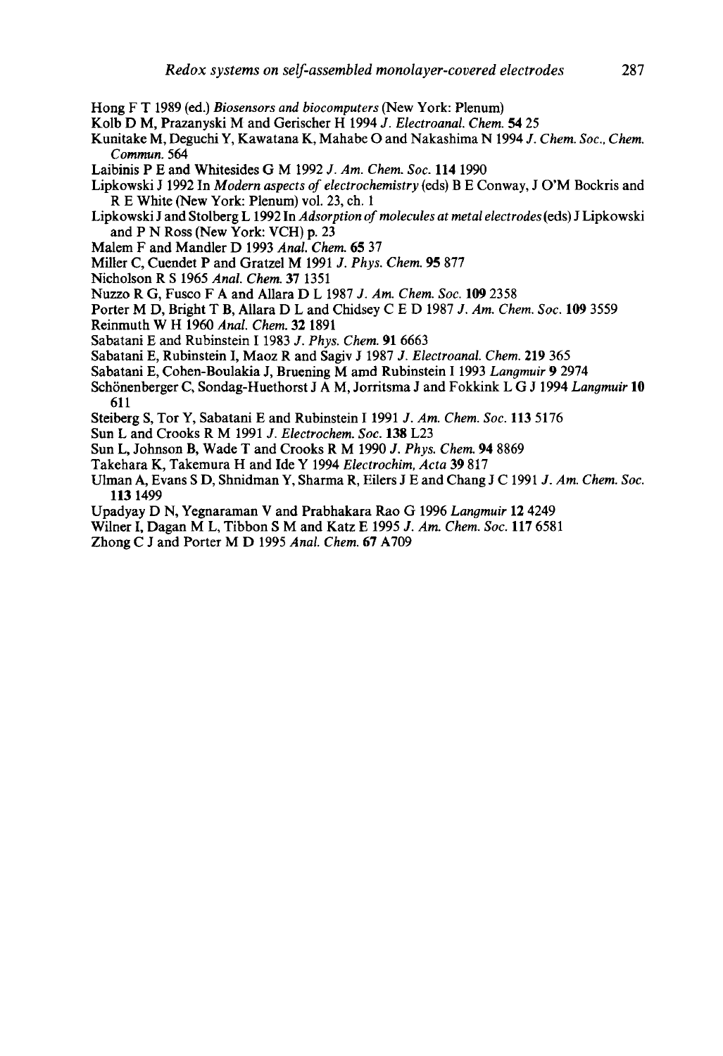Hong F T 1989 (ed.) *Biosensors and biocomputers* (New York: Plenum)

Kolb D M, Prazanyski M and Gerischer H 1994 *J. Electroanal. Chem.* **54** 25

Kunitake M, Deguchi Y, Kawatana K, Mahabe O and Nakashima N 1994 *J. Chem. Soc., Chem. Commun.* 564

Laibinis P E and Whitesides G M 1992 *J. Am. Chem. Soc.* **114** 1990

Lipkowski J 1992 In *Modern aspects of electrochemistry* (eds) B E Conway, J O'M Bockris and R E White (New York: Plenum) vol. 23, ch. 1

Lipkowski J and Stolberg L 1992 In *Adsorption of molecules at metal electrodes* (eds) J Lipkowski and P N Ross (New York: VCH) p. 23

Malem F and Mandler D 1993 *Anal. Chem.* **65** 37

Miller C, Cuendet P and Gratzel M 1991 *J. Phys. Chem.* **95** 877

Nicholson R S 1965 *Anal. Chem.* **37** 1351

Nuzzo R G, Fusco F A and Allara D L 1987 *J. Am. Chem. Soc.* **109** 2358

Porter M D, Bright T B, Allara D L and Chidsey C E D 1987 *J. Am. Chem. Soc.* **109** 3559

Reinmuth W H 1960 *Anal. Chem.* **32** 1891

Sabatani E and Rubinstein I 1983 *J. Phys. Chem.* **91** 6663

Sabatani E, Rubinstein I, Maoz R and Sagiv J 1987 *J. Electroanal. Chem.* **219** 365

Sabatani E, Cohen-Boulakia J, Bruening M amd Rubinstein I 1993 *Langmuir* **9** 2974

Schönenberger C, Sondag-Huethorst J A M, Jorritsma J and Fokkink L G J 1994 *Langmuir* **10** 611

Steiberg S, Tor Y, Sabatani E and Rubinstein I 1991 *J. Am. Chem. Soc.* **113** 5176

Sun L and Crooks R M 1991 *J. Electrochem. Soc.* **138** L23

Sun L, Johnson B, Wade T and Crooks R M 1990 *J. Phys. Chem.* **94** 8869

Takehara K, Takemura H and Ide Y 1994 *Electrochim, Acta* **39** 817

Ulman A, Evans S D, Shnidman Y, Sharma R, Eilers J E and Chang J C 1991 *J. Am. Chem. Soc.* **113** 1499

Upadyay D N, Yegnaraman V and Prabhakara Rao G 1996 *Langmuir* **12** 4249

Wilner I, Dagan M L, Tibbon S M and Katz E 1995 *J. Am. Chem. Soc.* **117** 6581

Zhong C J and Porter M D 1995 *Anal. Chem.* **67** A709